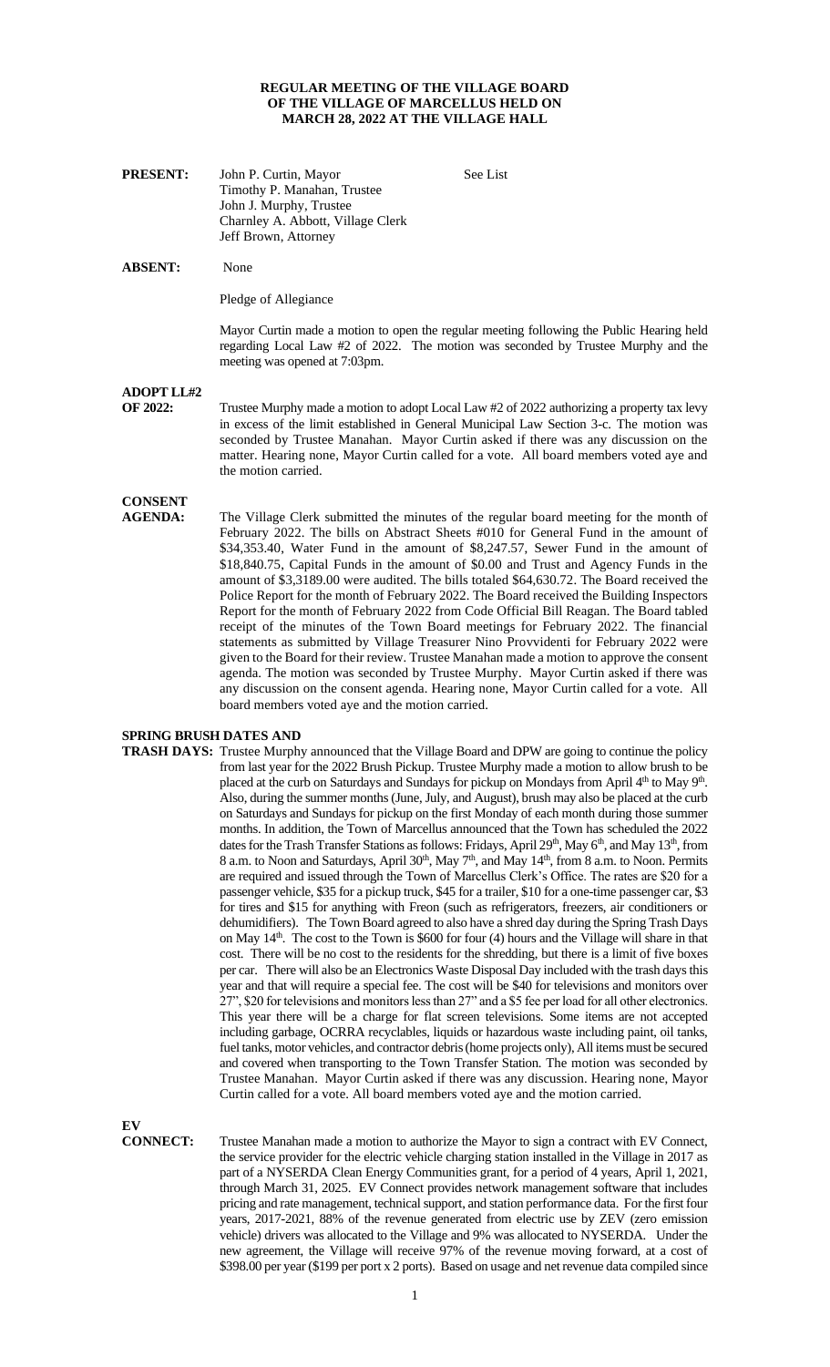**REGULAR MEETING OF THE VILLAGE BOARD OF THE VILLAGE OF MARCELLUS HELD ON MARCH 28, 2022 AT THE VILLAGE HALL**

**PRESENT:** John P. Curtin, Mayor — See List
Timothy P. Manahan, Trustee
John J. Murphy, Trustee
Charnley A. Abbott, Village Clerk
Jeff Brown, Attorney

**ABSENT:** None

Pledge of Allegiance

Mayor Curtin made a motion to open the regular meeting following the Public Hearing held regarding Local Law #2 of 2022. The motion was seconded by Trustee Murphy and the meeting was opened at 7:03pm.

**ADOPT LL#2 OF 2022:** Trustee Murphy made a motion to adopt Local Law #2 of 2022 authorizing a property tax levy in excess of the limit established in General Municipal Law Section 3-c. The motion was seconded by Trustee Manahan. Mayor Curtin asked if there was any discussion on the matter. Hearing none, Mayor Curtin called for a vote. All board members voted aye and the motion carried.

**CONSENT AGENDA:** The Village Clerk submitted the minutes of the regular board meeting for the month of February 2022. The bills on Abstract Sheets #010 for General Fund in the amount of $34,353.40, Water Fund in the amount of $8,247.57, Sewer Fund in the amount of $18,840.75, Capital Funds in the amount of $0.00 and Trust and Agency Funds in the amount of $3,3189.00 were audited. The bills totaled $64,630.72. The Board received the Police Report for the month of February 2022. The Board received the Building Inspectors Report for the month of February 2022 from Code Official Bill Reagan. The Board tabled receipt of the minutes of the Town Board meetings for February 2022. The financial statements as submitted by Village Treasurer Nino Provvidenti for February 2022 were given to the Board for their review. Trustee Manahan made a motion to approve the consent agenda. The motion was seconded by Trustee Murphy. Mayor Curtin asked if there was any discussion on the consent agenda. Hearing none, Mayor Curtin called for a vote. All board members voted aye and the motion carried.

**SPRING BRUSH DATES AND TRASH DAYS:** Trustee Murphy announced that the Village Board and DPW are going to continue the policy from last year for the 2022 Brush Pickup. Trustee Murphy made a motion to allow brush to be placed at the curb on Saturdays and Sundays for pickup on Mondays from April 4th to May 9th. Also, during the summer months (June, July, and August), brush may also be placed at the curb on Saturdays and Sundays for pickup on the first Monday of each month during those summer months. In addition, the Town of Marcellus announced that the Town has scheduled the 2022 dates for the Trash Transfer Stations as follows: Fridays, April 29th, May 6th, and May 13th, from 8 a.m. to Noon and Saturdays, April 30th, May 7th, and May 14th, from 8 a.m. to Noon. Permits are required and issued through the Town of Marcellus Clerk's Office. The rates are $20 for a passenger vehicle, $35 for a pickup truck, $45 for a trailer, $10 for a one-time passenger car, $3 for tires and $15 for anything with Freon (such as refrigerators, freezers, air conditioners or dehumidifiers). The Town Board agreed to also have a shred day during the Spring Trash Days on May 14th. The cost to the Town is $600 for four (4) hours and the Village will share in that cost. There will be no cost to the residents for the shredding, but there is a limit of five boxes per car. There will also be an Electronics Waste Disposal Day included with the trash days this year and that will require a special fee. The cost will be $40 for televisions and monitors over 27", $20 for televisions and monitors less than 27" and a $5 fee per load for all other electronics. This year there will be a charge for flat screen televisions. Some items are not accepted including garbage, OCRRA recyclables, liquids or hazardous waste including paint, oil tanks, fuel tanks, motor vehicles, and contractor debris (home projects only), All items must be secured and covered when transporting to the Town Transfer Station. The motion was seconded by Trustee Manahan. Mayor Curtin asked if there was any discussion. Hearing none, Mayor Curtin called for a vote. All board members voted aye and the motion carried.

**EV CONNECT:** Trustee Manahan made a motion to authorize the Mayor to sign a contract with EV Connect, the service provider for the electric vehicle charging station installed in the Village in 2017 as part of a NYSERDA Clean Energy Communities grant, for a period of 4 years, April 1, 2021, through March 31, 2025. EV Connect provides network management software that includes pricing and rate management, technical support, and station performance data. For the first four years, 2017-2021, 88% of the revenue generated from electric use by ZEV (zero emission vehicle) drivers was allocated to the Village and 9% was allocated to NYSERDA. Under the new agreement, the Village will receive 97% of the revenue moving forward, at a cost of $398.00 per year ($199 per port x 2 ports). Based on usage and net revenue data compiled since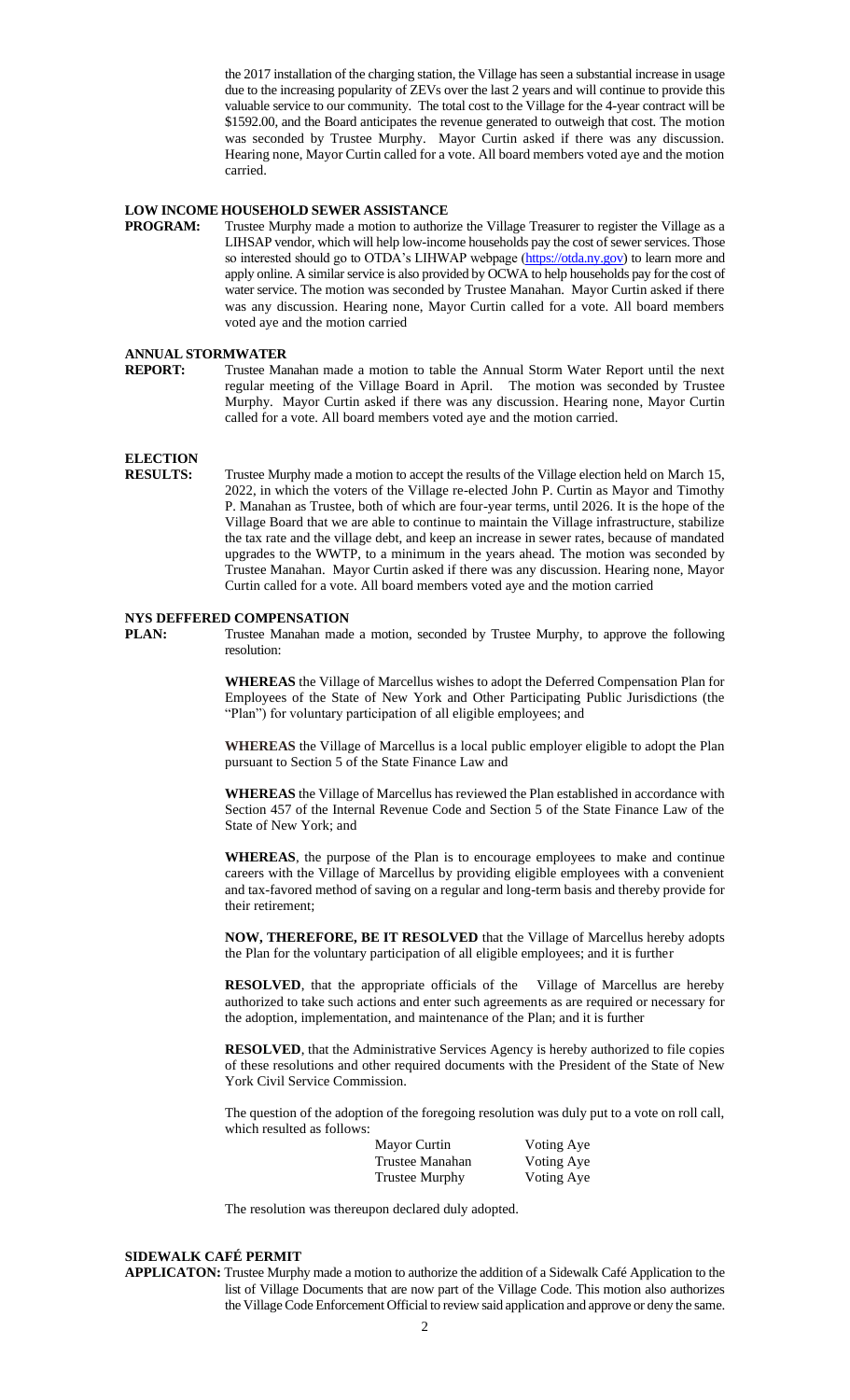the 2017 installation of the charging station, the Village has seen a substantial increase in usage due to the increasing popularity of ZEVs over the last 2 years and will continue to provide this valuable service to our community. The total cost to the Village for the 4-year contract will be $1592.00, and the Board anticipates the revenue generated to outweigh that cost. The motion was seconded by Trustee Murphy. Mayor Curtin asked if there was any discussion. Hearing none, Mayor Curtin called for a vote. All board members voted aye and the motion carried.

**LOW INCOME HOUSEHOLD SEWER ASSISTANCE PROGRAM:** Trustee Murphy made a motion to authorize the Village Treasurer to register the Village as a LIHSAP vendor, which will help low-income households pay the cost of sewer services. Those so interested should go to OTDA's LIHWAP webpage (https://otda.ny.gov) to learn more and apply online. A similar service is also provided by OCWA to help households pay for the cost of water service. The motion was seconded by Trustee Manahan. Mayor Curtin asked if there was any discussion. Hearing none, Mayor Curtin called for a vote. All board members voted aye and the motion carried

**ANNUAL STORMWATER REPORT:** Trustee Manahan made a motion to table the Annual Storm Water Report until the next regular meeting of the Village Board in April. The motion was seconded by Trustee Murphy. Mayor Curtin asked if there was any discussion. Hearing none, Mayor Curtin called for a vote. All board members voted aye and the motion carried.

**ELECTION RESULTS:** Trustee Murphy made a motion to accept the results of the Village election held on March 15, 2022, in which the voters of the Village re-elected John P. Curtin as Mayor and Timothy P. Manahan as Trustee, both of which are four-year terms, until 2026. It is the hope of the Village Board that we are able to continue to maintain the Village infrastructure, stabilize the tax rate and the village debt, and keep an increase in sewer rates, because of mandated upgrades to the WWTP, to a minimum in the years ahead. The motion was seconded by Trustee Manahan. Mayor Curtin asked if there was any discussion. Hearing none, Mayor Curtin called for a vote. All board members voted aye and the motion carried

**NYS DEFFERED COMPENSATION PLAN:** Trustee Manahan made a motion, seconded by Trustee Murphy, to approve the following resolution:

**WHEREAS** the Village of Marcellus wishes to adopt the Deferred Compensation Plan for Employees of the State of New York and Other Participating Public Jurisdictions (the "Plan") for voluntary participation of all eligible employees; and

**WHEREAS** the Village of Marcellus is a local public employer eligible to adopt the Plan pursuant to Section 5 of the State Finance Law and

**WHEREAS** the Village of Marcellus has reviewed the Plan established in accordance with Section 457 of the Internal Revenue Code and Section 5 of the State Finance Law of the State of New York; and

**WHEREAS**, the purpose of the Plan is to encourage employees to make and continue careers with the Village of Marcellus by providing eligible employees with a convenient and tax-favored method of saving on a regular and long-term basis and thereby provide for their retirement;

**NOW, THEREFORE, BE IT RESOLVED** that the Village of Marcellus hereby adopts the Plan for the voluntary participation of all eligible employees; and it is further

**RESOLVED**, that the appropriate officials of the Village of Marcellus are hereby authorized to take such actions and enter such agreements as are required or necessary for the adoption, implementation, and maintenance of the Plan; and it is further

**RESOLVED**, that the Administrative Services Agency is hereby authorized to file copies of these resolutions and other required documents with the President of the State of New York Civil Service Commission.

The question of the adoption of the foregoing resolution was duly put to a vote on roll call, which resulted as follows:

| | |
|---|---|
| Mayor Curtin | Voting Aye |
| Trustee Manahan | Voting Aye |
| Trustee Murphy | Voting Aye |

The resolution was thereupon declared duly adopted.

**SIDEWALK CAFÉ PERMIT APPLICATON:** Trustee Murphy made a motion to authorize the addition of a Sidewalk Café Application to the list of Village Documents that are now part of the Village Code. This motion also authorizes the Village Code Enforcement Official to review said application and approve or deny the same.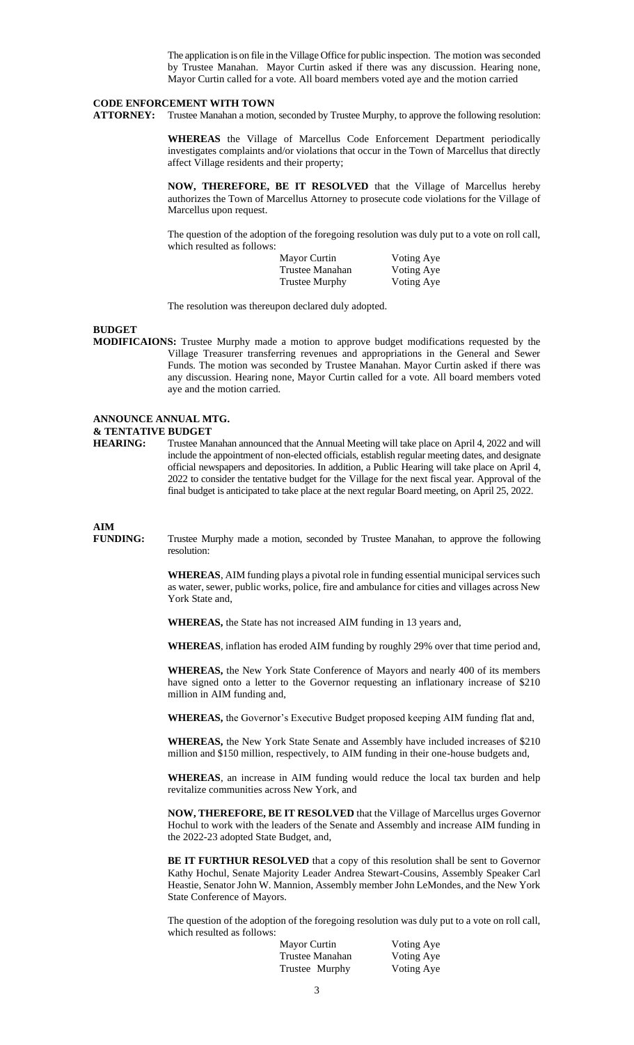The application is on file in the Village Office for public inspection. The motion was seconded by Trustee Manahan. Mayor Curtin asked if there was any discussion. Hearing none, Mayor Curtin called for a vote. All board members voted aye and the motion carried

**CODE ENFORCEMENT WITH TOWN ATTORNEY:** Trustee Manahan a motion, seconded by Trustee Murphy, to approve the following resolution:

**WHEREAS** the Village of Marcellus Code Enforcement Department periodically investigates complaints and/or violations that occur in the Town of Marcellus that directly affect Village residents and their property;

**NOW, THEREFORE, BE IT RESOLVED** that the Village of Marcellus hereby authorizes the Town of Marcellus Attorney to prosecute code violations for the Village of Marcellus upon request.

The question of the adoption of the foregoing resolution was duly put to a vote on roll call, which resulted as follows:

| | |
|---|---|
| Mayor Curtin | Voting Aye |
| Trustee Manahan | Voting Aye |
| Trustee Murphy | Voting Aye |

The resolution was thereupon declared duly adopted.

**BUDGET MODIFICAIONS:** Trustee Murphy made a motion to approve budget modifications requested by the Village Treasurer transferring revenues and appropriations in the General and Sewer Funds. The motion was seconded by Trustee Manahan. Mayor Curtin asked if there was any discussion. Hearing none, Mayor Curtin called for a vote. All board members voted aye and the motion carried.

**ANNOUNCE ANNUAL MTG. & TENTATIVE BUDGET HEARING:** Trustee Manahan announced that the Annual Meeting will take place on April 4, 2022 and will include the appointment of non-elected officials, establish regular meeting dates, and designate official newspapers and depositories. In addition, a Public Hearing will take place on April 4, 2022 to consider the tentative budget for the Village for the next fiscal year. Approval of the final budget is anticipated to take place at the next regular Board meeting, on April 25, 2022.

**AIM FUNDING:** Trustee Murphy made a motion, seconded by Trustee Manahan, to approve the following resolution:

**WHEREAS**, AIM funding plays a pivotal role in funding essential municipal services such as water, sewer, public works, police, fire and ambulance for cities and villages across New York State and,

**WHEREAS,** the State has not increased AIM funding in 13 years and,

**WHEREAS**, inflation has eroded AIM funding by roughly 29% over that time period and,

**WHEREAS,** the New York State Conference of Mayors and nearly 400 of its members have signed onto a letter to the Governor requesting an inflationary increase of $210 million in AIM funding and,

**WHEREAS,** the Governor's Executive Budget proposed keeping AIM funding flat and,

**WHEREAS,** the New York State Senate and Assembly have included increases of $210 million and $150 million, respectively, to AIM funding in their one-house budgets and,

**WHEREAS**, an increase in AIM funding would reduce the local tax burden and help revitalize communities across New York, and

**NOW, THEREFORE, BE IT RESOLVED** that the Village of Marcellus urges Governor Hochul to work with the leaders of the Senate and Assembly and increase AIM funding in the 2022-23 adopted State Budget, and,

**BE IT FURTHUR RESOLVED** that a copy of this resolution shall be sent to Governor Kathy Hochul, Senate Majority Leader Andrea Stewart-Cousins, Assembly Speaker Carl Heastie, Senator John W. Mannion, Assembly member John LeMondes, and the New York State Conference of Mayors.

The question of the adoption of the foregoing resolution was duly put to a vote on roll call, which resulted as follows:

| | |
|---|---|
| Mayor Curtin | Voting Aye |
| Trustee Manahan | Voting Aye |
| Trustee Murphy | Voting Aye |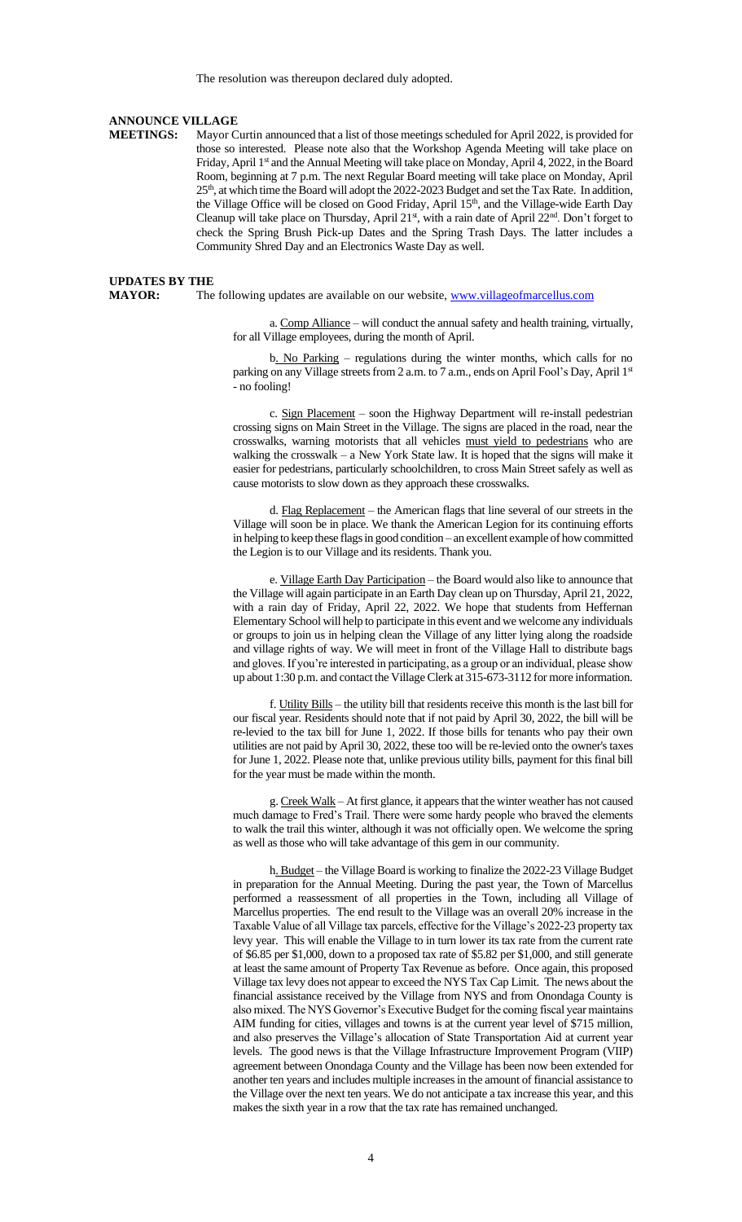The resolution was thereupon declared duly adopted.

**ANNOUNCE VILLAGE MEETINGS:** Mayor Curtin announced that a list of those meetings scheduled for April 2022, is provided for those so interested. Please note also that the Workshop Agenda Meeting will take place on Friday, April 1st and the Annual Meeting will take place on Monday, April 4, 2022, in the Board Room, beginning at 7 p.m. The next Regular Board meeting will take place on Monday, April 25th, at which time the Board will adopt the 2022-2023 Budget and set the Tax Rate. In addition, the Village Office will be closed on Good Friday, April 15th, and the Village-wide Earth Day Cleanup will take place on Thursday, April 21st, with a rain date of April 22nd. Don't forget to check the Spring Brush Pick-up Dates and the Spring Trash Days. The latter includes a Community Shred Day and an Electronics Waste Day as well.

**UPDATES BY THE MAYOR:** The following updates are available on our website, www.villageofmarcellus.com

a. Comp Alliance – will conduct the annual safety and health training, virtually, for all Village employees, during the month of April.

b. No Parking – regulations during the winter months, which calls for no parking on any Village streets from 2 a.m. to 7 a.m., ends on April Fool's Day, April 1st - no fooling!

c. Sign Placement – soon the Highway Department will re-install pedestrian crossing signs on Main Street in the Village. The signs are placed in the road, near the crosswalks, warning motorists that all vehicles must yield to pedestrians who are walking the crosswalk – a New York State law. It is hoped that the signs will make it easier for pedestrians, particularly schoolchildren, to cross Main Street safely as well as cause motorists to slow down as they approach these crosswalks.

d. Flag Replacement – the American flags that line several of our streets in the Village will soon be in place. We thank the American Legion for its continuing efforts in helping to keep these flags in good condition – an excellent example of how committed the Legion is to our Village and its residents. Thank you.

e. Village Earth Day Participation – the Board would also like to announce that the Village will again participate in an Earth Day clean up on Thursday, April 21, 2022, with a rain day of Friday, April 22, 2022. We hope that students from Heffernan Elementary School will help to participate in this event and we welcome any individuals or groups to join us in helping clean the Village of any litter lying along the roadside and village rights of way. We will meet in front of the Village Hall to distribute bags and gloves. If you're interested in participating, as a group or an individual, please show up about 1:30 p.m. and contact the Village Clerk at 315-673-3112 for more information.

f. Utility Bills – the utility bill that residents receive this month is the last bill for our fiscal year. Residents should note that if not paid by April 30, 2022, the bill will be re-levied to the tax bill for June 1, 2022. If those bills for tenants who pay their own utilities are not paid by April 30, 2022, these too will be re-levied onto the owner's taxes for June 1, 2022. Please note that, unlike previous utility bills, payment for this final bill for the year must be made within the month.

g. Creek Walk – At first glance, it appears that the winter weather has not caused much damage to Fred's Trail. There were some hardy people who braved the elements to walk the trail this winter, although it was not officially open. We welcome the spring as well as those who will take advantage of this gem in our community.

h. Budget – the Village Board is working to finalize the 2022-23 Village Budget in preparation for the Annual Meeting. During the past year, the Town of Marcellus performed a reassessment of all properties in the Town, including all Village of Marcellus properties. The end result to the Village was an overall 20% increase in the Taxable Value of all Village tax parcels, effective for the Village's 2022-23 property tax levy year. This will enable the Village to in turn lower its tax rate from the current rate of $6.85 per $1,000, down to a proposed tax rate of $5.82 per $1,000, and still generate at least the same amount of Property Tax Revenue as before. Once again, this proposed Village tax levy does not appear to exceed the NYS Tax Cap Limit. The news about the financial assistance received by the Village from NYS and from Onondaga County is also mixed. The NYS Governor's Executive Budget for the coming fiscal year maintains AIM funding for cities, villages and towns is at the current year level of $715 million, and also preserves the Village's allocation of State Transportation Aid at current year levels. The good news is that the Village Infrastructure Improvement Program (VIIP) agreement between Onondaga County and the Village has been now been extended for another ten years and includes multiple increases in the amount of financial assistance to the Village over the next ten years. We do not anticipate a tax increase this year, and this makes the sixth year in a row that the tax rate has remained unchanged.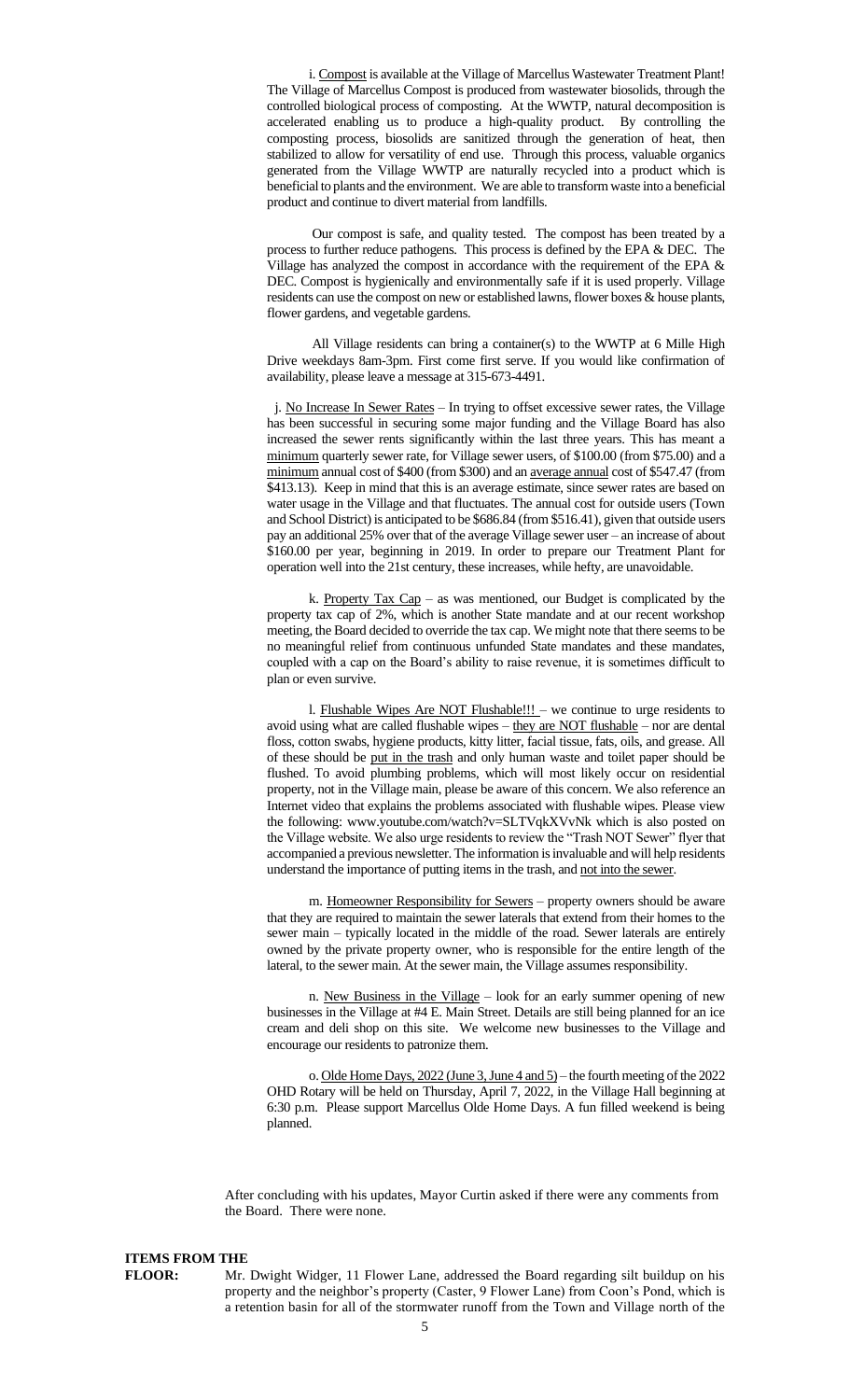i. <u>Compost</u> is available at the Village of Marcellus Wastewater Treatment Plant! The Village of Marcellus Compost is produced from wastewater biosolids, through the controlled biological process of composting. At the WWTP, natural decomposition is accelerated enabling us to produce a high-quality product. By controlling the composting process, biosolids are sanitized through the generation of heat, then stabilized to allow for versatility of end use. Through this process, valuable organics generated from the Village WWTP are naturally recycled into a product which is beneficial to plants and the environment. We are able to transform waste into a beneficial product and continue to divert material from landfills.

Our compost is safe, and quality tested. The compost has been treated by a process to further reduce pathogens. This process is defined by the EPA & DEC. The Village has analyzed the compost in accordance with the requirement of the EPA & DEC. Compost is hygienically and environmentally safe if it is used properly. Village residents can use the compost on new or established lawns, flower boxes & house plants, flower gardens, and vegetable gardens.

All Village residents can bring a container(s) to the WWTP at 6 Mille High Drive weekdays 8am-3pm. First come first serve. If you would like confirmation of availability, please leave a message at 315-673-4491.

j. <u>No Increase In Sewer Rates</u> – In trying to offset excessive sewer rates, the Village has been successful in securing some major funding and the Village Board has also increased the sewer rents significantly within the last three years. This has meant a <u>minimum</u> quarterly sewer rate, for Village sewer users, of $100.00 (from $75.00) and a <u>minimum</u> annual cost of $400 (from $300) and an <u>average annual</u> cost of $547.47 (from $413.13). Keep in mind that this is an average estimate, since sewer rates are based on water usage in the Village and that fluctuates. The annual cost for outside users (Town and School District) is anticipated to be $686.84 (from $516.41), given that outside users pay an additional 25% over that of the average Village sewer user – an increase of about $160.00 per year, beginning in 2019. In order to prepare our Treatment Plant for operation well into the 21st century, these increases, while hefty, are unavoidable.

k. <u>Property Tax Cap</u> – as was mentioned, our Budget is complicated by the property tax cap of 2%, which is another State mandate and at our recent workshop meeting, the Board decided to override the tax cap. We might note that there seems to be no meaningful relief from continuous unfunded State mandates and these mandates, coupled with a cap on the Board's ability to raise revenue, it is sometimes difficult to plan or even survive.

l. <u>Flushable Wipes Are NOT Flushable!!!</u> – we continue to urge residents to avoid using what are called flushable wipes – <u>they are NOT flushable</u> – nor are dental floss, cotton swabs, hygiene products, kitty litter, facial tissue, fats, oils, and grease. All of these should be <u>put in the trash</u> and only human waste and toilet paper should be flushed. To avoid plumbing problems, which will most likely occur on residential property, not in the Village main, please be aware of this concern. We also reference an Internet video that explains the problems associated with flushable wipes. Please view the following: www.youtube.com/watch?v=SLTVqkXVvNk which is also posted on the Village website. We also urge residents to review the "Trash NOT Sewer" flyer that accompanied a previous newsletter. The information is invaluable and will help residents understand the importance of putting items in the trash, and <u>not into the sewer</u>.

m. <u>Homeowner Responsibility for Sewers</u> – property owners should be aware that they are required to maintain the sewer laterals that extend from their homes to the sewer main – typically located in the middle of the road. Sewer laterals are entirely owned by the private property owner, who is responsible for the entire length of the lateral, to the sewer main. At the sewer main, the Village assumes responsibility.

n. <u>New Business in the Village</u> – look for an early summer opening of new businesses in the Village at #4 E. Main Street. Details are still being planned for an ice cream and deli shop on this site. We welcome new businesses to the Village and encourage our residents to patronize them.

o. <u>Olde Home Days, 2022 (June 3, June 4 and 5)</u> – the fourth meeting of the 2022 OHD Rotary will be held on Thursday, April 7, 2022, in the Village Hall beginning at 6:30 p.m. Please support Marcellus Olde Home Days. A fun filled weekend is being planned.

After concluding with his updates, Mayor Curtin asked if there were any comments from the Board. There were none.

**ITEMS FROM THE FLOOR:** Mr. Dwight Widger, 11 Flower Lane, addressed the Board regarding silt buildup on his property and the neighbor's property (Caster, 9 Flower Lane) from Coon's Pond, which is a retention basin for all of the stormwater runoff from the Town and Village north of the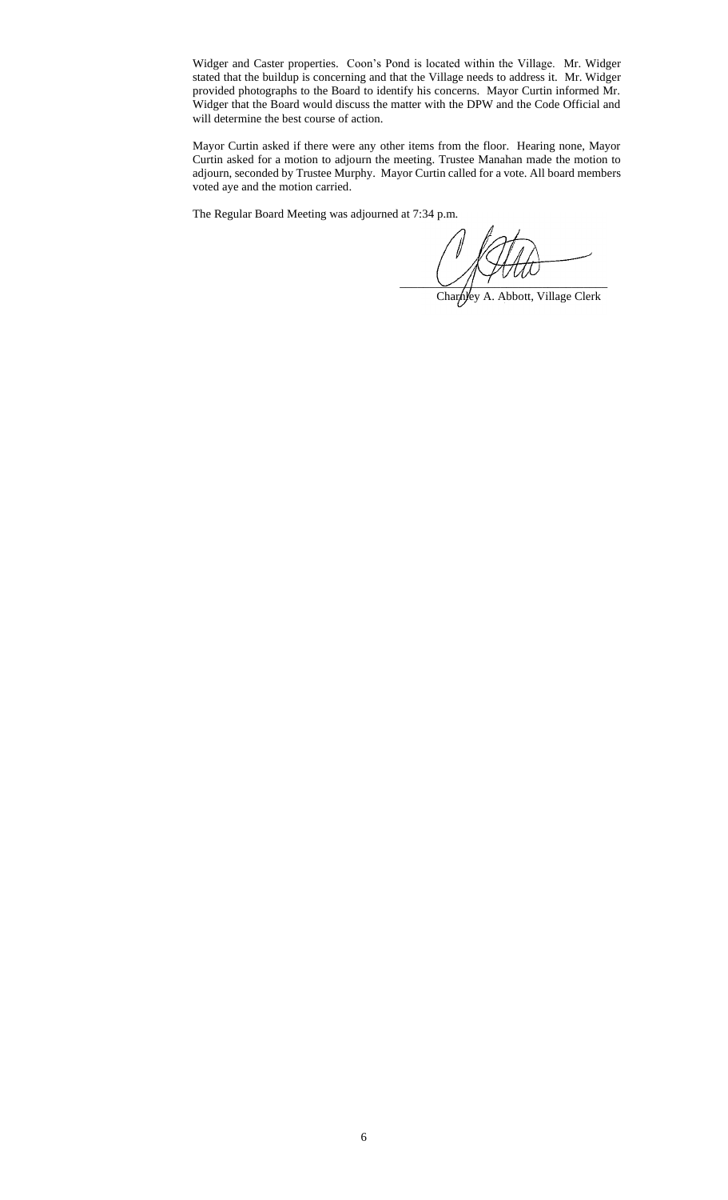Widger and Caster properties. Coon's Pond is located within the Village. Mr. Widger stated that the buildup is concerning and that the Village needs to address it. Mr. Widger provided photographs to the Board to identify his concerns. Mayor Curtin informed Mr. Widger that the Board would discuss the matter with the DPW and the Code Official and will determine the best course of action.

Mayor Curtin asked if there were any other items from the floor. Hearing none, Mayor Curtin asked for a motion to adjourn the meeting. Trustee Manahan made the motion to adjourn, seconded by Trustee Murphy. Mayor Curtin called for a vote. All board members voted aye and the motion carried.

The Regular Board Meeting was adjourned at 7:34 p.m.

\_\_\_\_\_\_\_\_\_\_\_\_\_\_\_\_\_\_\_\_\_\_\_\_\_\_\_\_\_\_\_\_\_\_\_\_

Charnley A. Abbott, Village Clerk